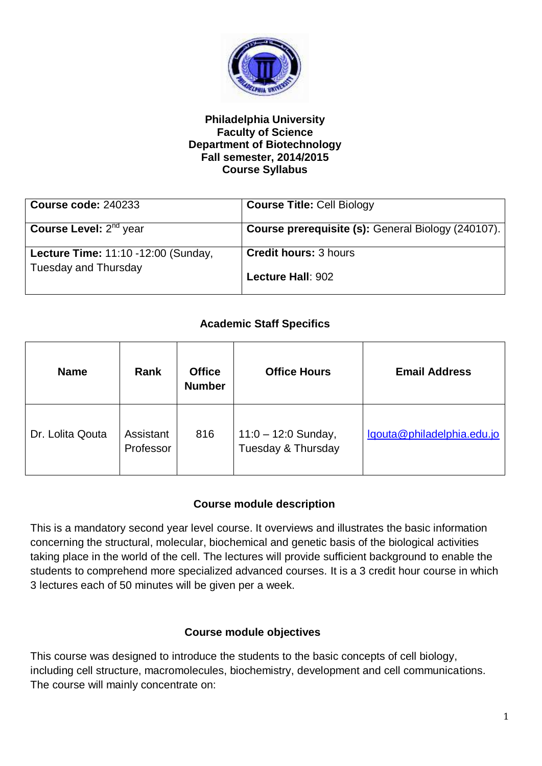**Philadelphia University**
**Faculty of Science**
**Department of Biotechnology**
**Fall semester, 2014/2015**
**Course Syllabus**

| **Course code:** 240233 | **Course Title:** Cell Biology |
|---|---|
| **Course Level:** 2nd year | **Course prerequisite (s):** General Biology (240107). |
| **Lecture Time:** 11:10 -12:00 (Sunday, Tuesday and Thursday | **Credit hours:** 3 hours<br>**Lecture Hall**: 902 |

### Academic Staff Specifics

| Name | Rank | Office Number | Office Hours | Email Address |
|---|---|---|---|---|
| Dr. Lolita Qouta | Assistant Professor | 816 | 11:0 – 12:0 Sunday, Tuesday & Thursday | lqouta@philadelphia.edu.jo |

### Course module description

This is a mandatory second year level course. It overviews and illustrates the basic information concerning the structural, molecular, biochemical and genetic basis of the biological activities taking place in the world of the cell. The lectures will provide sufficient background to enable the students to comprehend more specialized advanced courses. It is a 3 credit hour course in which 3 lectures each of 50 minutes will be given per a week.

### Course module objectives

This course was designed to introduce the students to the basic concepts of cell biology, including cell structure, macromolecules, biochemistry, development and cell communications. The course will mainly concentrate on: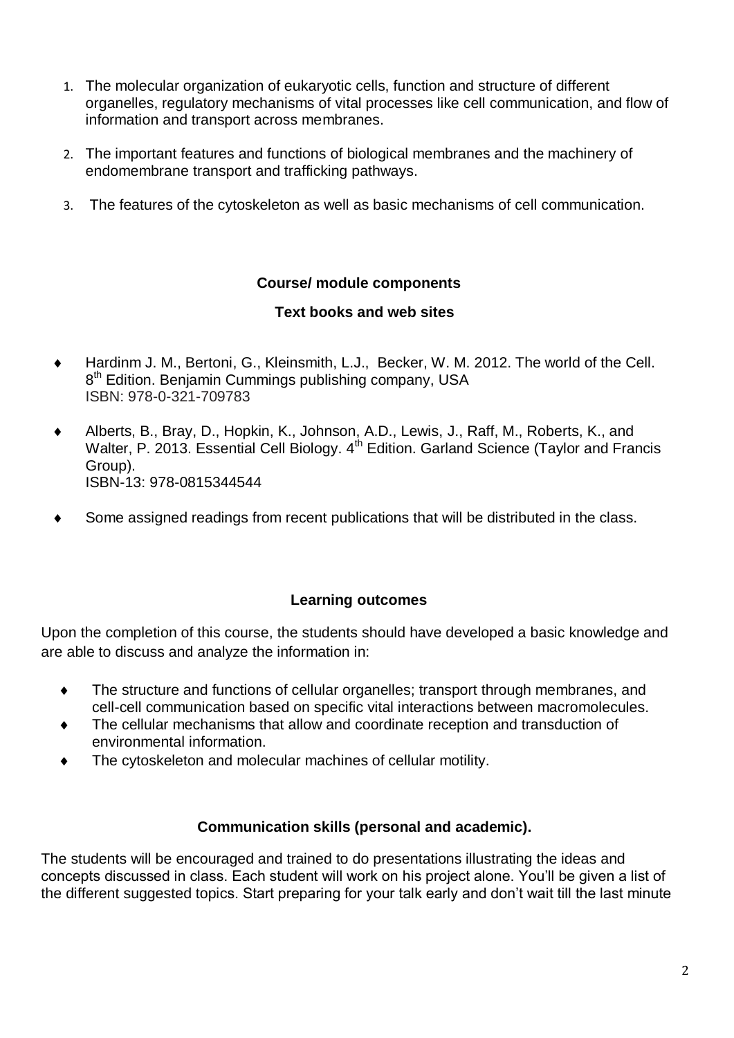1. The molecular organization of eukaryotic cells, function and structure of different organelles, regulatory mechanisms of vital processes like cell communication, and flow of information and transport across membranes.
2. The important features and functions of biological membranes and the machinery of endomembrane transport and trafficking pathways.
3. The features of the cytoskeleton as well as basic mechanisms of cell communication.

### Course/ module components

### Text books and web sites

- Hardinm J. M., Bertoni, G., Kleinsmith, L.J., Becker, W. M. 2012. The world of the Cell. 8th Edition. Benjamin Cummings publishing company, USA
  ISBN: 978-0-321-709783
- Alberts, B., Bray, D., Hopkin, K., Johnson, A.D., Lewis, J., Raff, M., Roberts, K., and Walter, P. 2013. Essential Cell Biology. 4th Edition. Garland Science (Taylor and Francis Group).
  ISBN-13: 978-0815344544
- Some assigned readings from recent publications that will be distributed in the class.

### Learning outcomes

Upon the completion of this course, the students should have developed a basic knowledge and are able to discuss and analyze the information in:

- The structure and functions of cellular organelles; transport through membranes, and cell-cell communication based on specific vital interactions between macromolecules.
- The cellular mechanisms that allow and coordinate reception and transduction of environmental information.
- The cytoskeleton and molecular machines of cellular motility.

### Communication skills (personal and academic).

The students will be encouraged and trained to do presentations illustrating the ideas and concepts discussed in class. Each student will work on his project alone. You'll be given a list of the different suggested topics. Start preparing for your talk early and don't wait till the last minute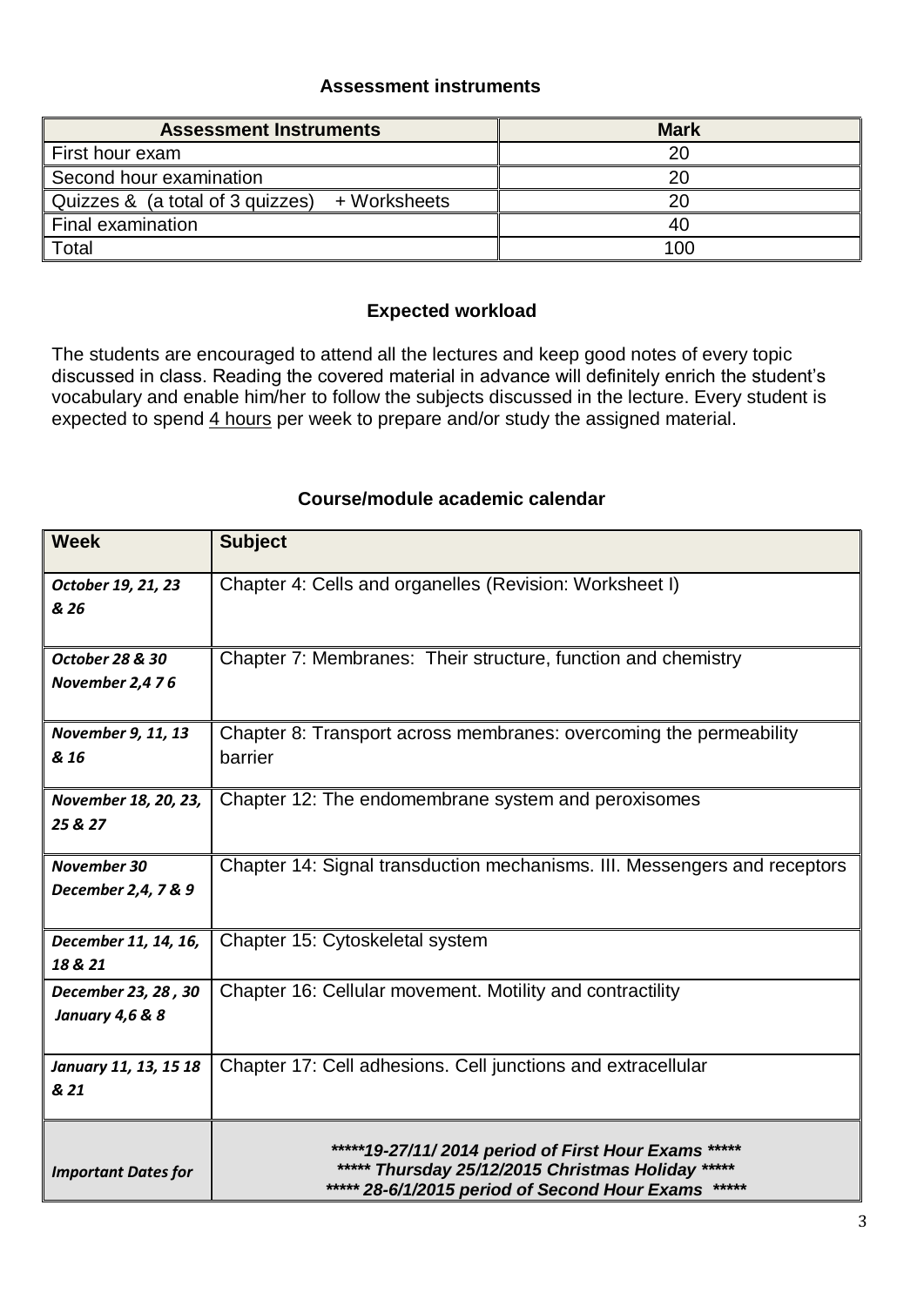### Assessment instruments

| Assessment Instruments | Mark |
|---|---|
| First hour exam | 20 |
| Second hour examination | 20 |
| Quizzes & (a total of 3 quizzes) + Worksheets | 20 |
| Final examination | 40 |
| Total | 100 |

### Expected workload

The students are encouraged to attend all the lectures and keep good notes of every topic discussed in class. Reading the covered material in advance will definitely enrich the student's vocabulary and enable him/her to follow the subjects discussed in the lecture. Every student is expected to spend 4 hours per week to prepare and/or study the assigned material.

### Course/module academic calendar

| Week | Subject |
|---|---|
| *October 19, 21, 23 & 26* | Chapter 4: Cells and organelles (Revision: Worksheet I) |
| *October 28 & 30 November 2,4 7 6* | Chapter 7: Membranes: Their structure, function and chemistry |
| *November 9, 11, 13 & 16* | Chapter 8: Transport across membranes: overcoming the permeability barrier |
| *November 18, 20, 23, 25 & 27* | Chapter 12: The endomembrane system and peroxisomes |
| *November 30 December 2,4, 7 & 9* | Chapter 14: Signal transduction mechanisms. III. Messengers and receptors |
| *December 11, 14, 16, 18 & 21* | Chapter 15: Cytoskeletal system |
| *December 23, 28 , 30 January 4,6 & 8* | Chapter 16: Cellular movement. Motility and contractility |
| *January 11, 13, 15 18 & 21* | Chapter 17: Cell adhesions. Cell junctions and extracellular |
| *Important Dates for* | ***\*\*\*\*\*19-27/11/ 2014 period of First Hour Exams \*\*\*\*\**** ***\*\*\*\*\* Thursday 25/12/2015 Christmas Holiday \*\*\*\*\**** ***\*\*\*\*\* 28-6/1/2015 period of Second Hour Exams \*\*\*\*\**** |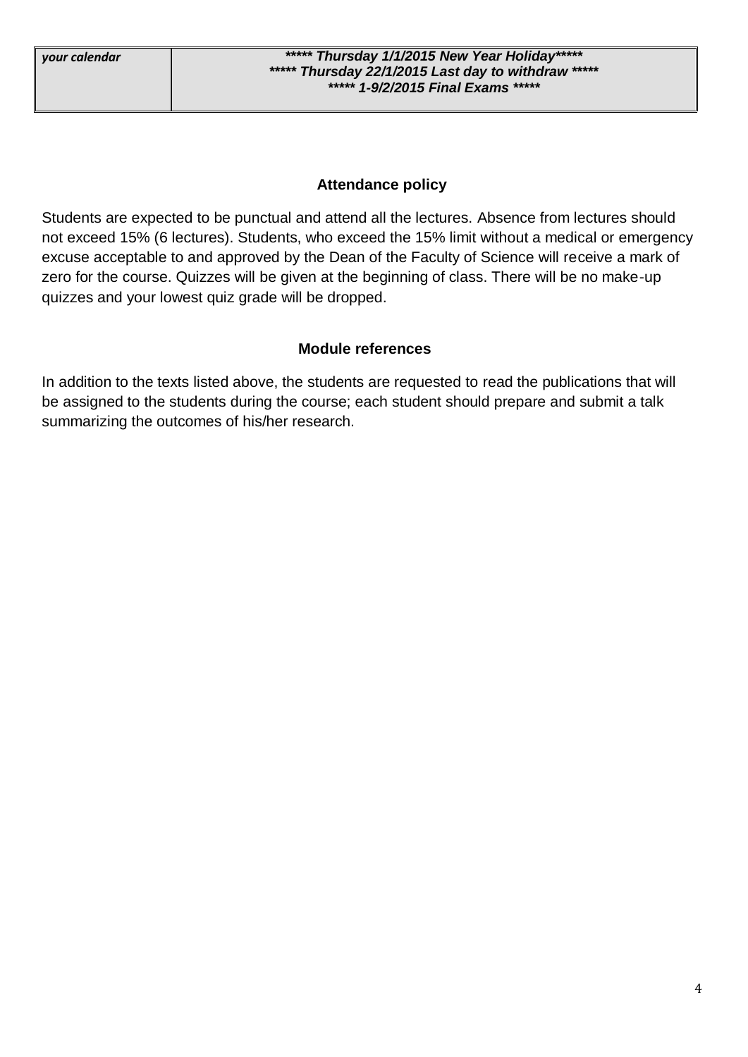| | |
|---|---|
| *your calendar* | ***** Thursday 1/1/2015 New Year Holiday*****<br>***** Thursday 22/1/2015 Last day to withdraw *****<br>***** 1-9/2/2015 Final Exams ***** |

## Attendance policy

Students are expected to be punctual and attend all the lectures. Absence from lectures should not exceed 15% (6 lectures). Students, who exceed the 15% limit without a medical or emergency excuse acceptable to and approved by the Dean of the Faculty of Science will receive a mark of zero for the course. Quizzes will be given at the beginning of class. There will be no make-up quizzes and your lowest quiz grade will be dropped.

## Module references

In addition to the texts listed above, the students are requested to read the publications that will be assigned to the students during the course; each student should prepare and submit a talk summarizing the outcomes of his/her research.